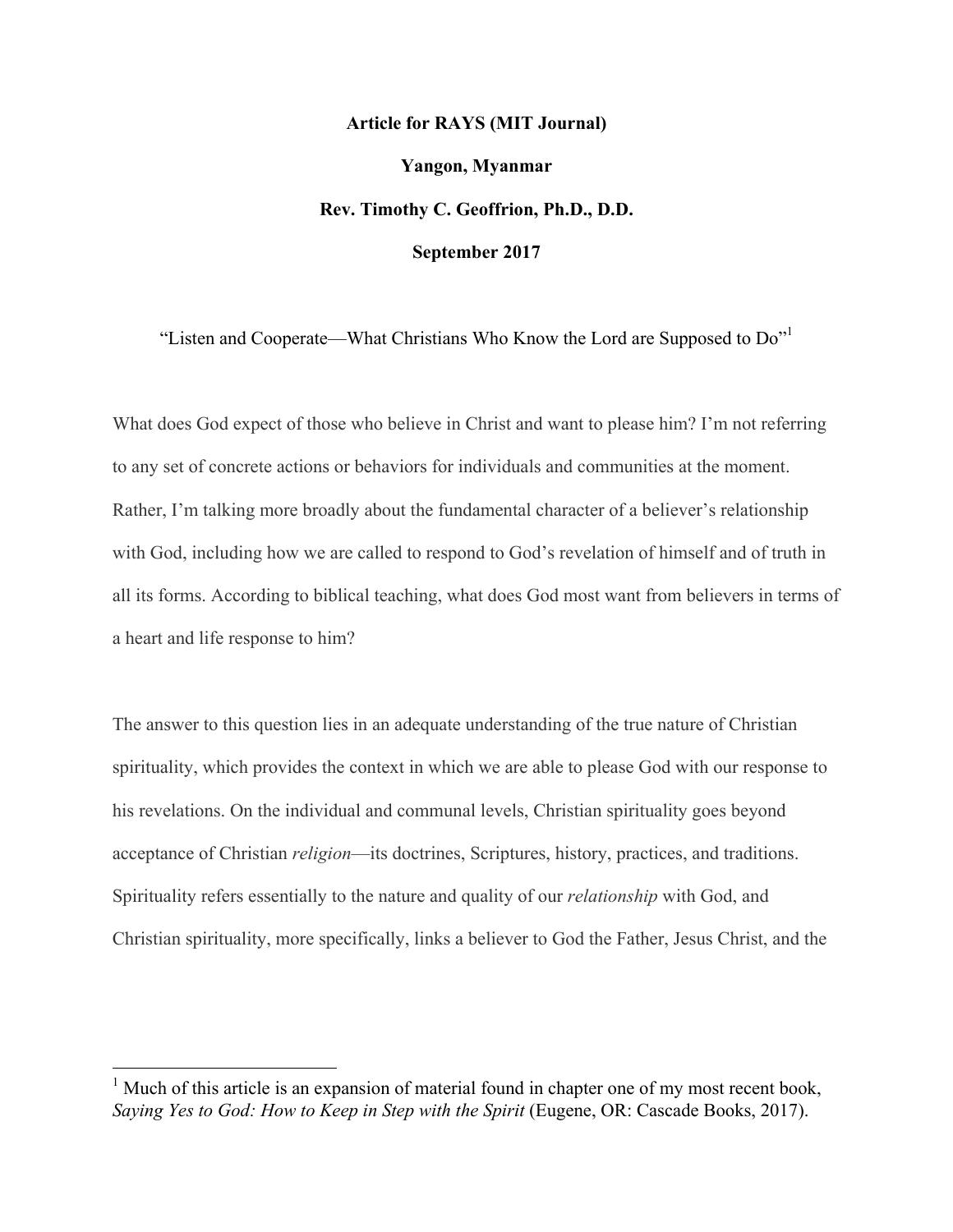**Article for RAYS (MIT Journal)**

**Yangon, Myanmar**

**Rev. Timothy C. Geoffrion, Ph.D., D.D.**

**September 2017**

"Listen and Cooperate—What Christians Who Know the Lord are Supposed to Do"[1]

What does God expect of those who believe in Christ and want to please him? I'm not referring to any set of concrete actions or behaviors for individuals and communities at the moment. Rather, I'm talking more broadly about the fundamental character of a believer's relationship with God, including how we are called to respond to God's revelation of himself and of truth in all its forms. According to biblical teaching, what does God most want from believers in terms of a heart and life response to him?

The answer to this question lies in an adequate understanding of the true nature of Christian spirituality, which provides the context in which we are able to please God with our response to his revelations. On the individual and communal levels, Christian spirituality goes beyond acceptance of Christian *religion*—its doctrines, Scriptures, history, practices, and traditions. Spirituality refers essentially to the nature and quality of our *relationship* with God, and Christian spirituality, more specifically, links a believer to God the Father, Jesus Christ, and the

[1] Much of this article is an expansion of material found in chapter one of my most recent book, *Saying Yes to God: How to Keep in Step with the Spirit* (Eugene, OR: Cascade Books, 2017).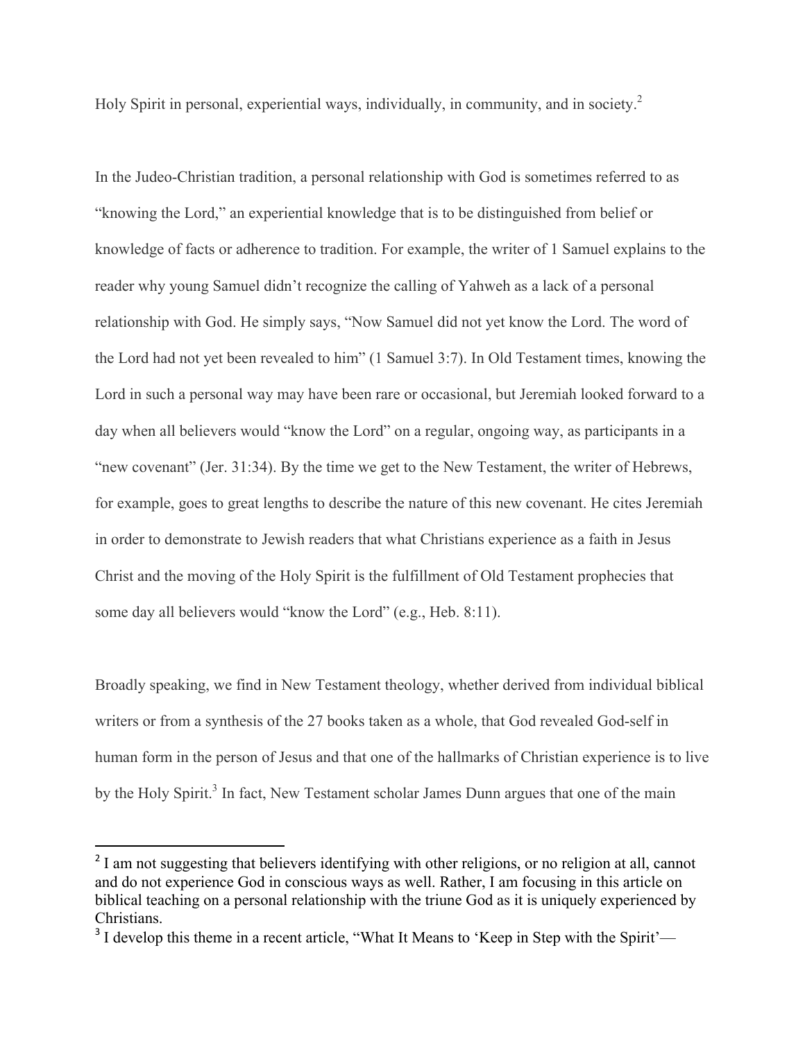Holy Spirit in personal, experiential ways, individually, in community, and in society.[2]

In the Judeo-Christian tradition, a personal relationship with God is sometimes referred to as "knowing the Lord," an experiential knowledge that is to be distinguished from belief or knowledge of facts or adherence to tradition. For example, the writer of 1 Samuel explains to the reader why young Samuel didn't recognize the calling of Yahweh as a lack of a personal relationship with God. He simply says, "Now Samuel did not yet know the Lord. The word of the Lord had not yet been revealed to him" (1 Samuel 3:7). In Old Testament times, knowing the Lord in such a personal way may have been rare or occasional, but Jeremiah looked forward to a day when all believers would "know the Lord" on a regular, ongoing way, as participants in a "new covenant" (Jer. 31:34). By the time we get to the New Testament, the writer of Hebrews, for example, goes to great lengths to describe the nature of this new covenant. He cites Jeremiah in order to demonstrate to Jewish readers that what Christians experience as a faith in Jesus Christ and the moving of the Holy Spirit is the fulfillment of Old Testament prophecies that some day all believers would "know the Lord" (e.g., Heb. 8:11).

Broadly speaking, we find in New Testament theology, whether derived from individual biblical writers or from a synthesis of the 27 books taken as a whole, that God revealed God-self in human form in the person of Jesus and that one of the hallmarks of Christian experience is to live by the Holy Spirit.[3] In fact, New Testament scholar James Dunn argues that one of the main

[2] I am not suggesting that believers identifying with other religions, or no religion at all, cannot and do not experience God in conscious ways as well. Rather, I am focusing in this article on biblical teaching on a personal relationship with the triune God as it is uniquely experienced by Christians.

[3] I develop this theme in a recent article, "What It Means to 'Keep in Step with the Spirit'—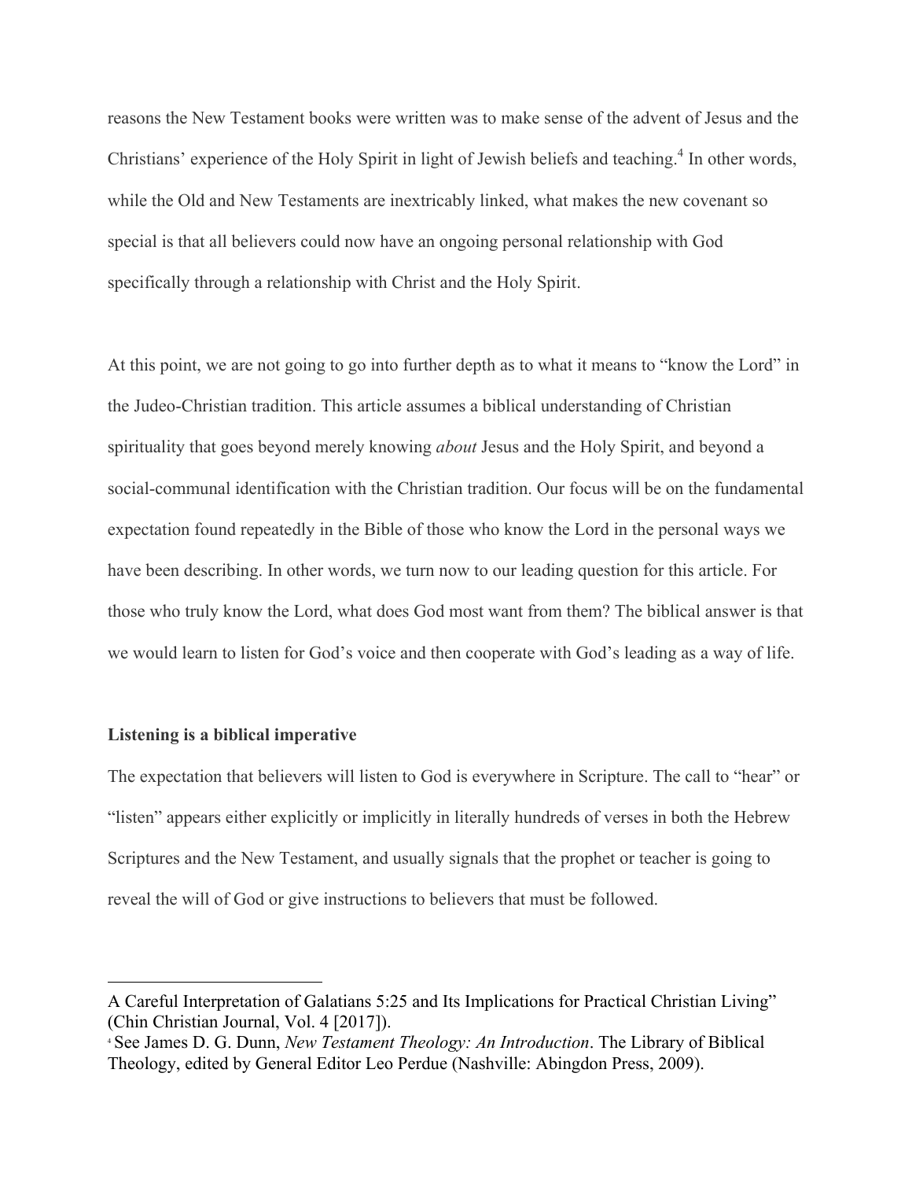reasons the New Testament books were written was to make sense of the advent of Jesus and the Christians' experience of the Holy Spirit in light of Jewish beliefs and teaching.[4] In other words, while the Old and New Testaments are inextricably linked, what makes the new covenant so special is that all believers could now have an ongoing personal relationship with God specifically through a relationship with Christ and the Holy Spirit.

At this point, we are not going to go into further depth as to what it means to "know the Lord" in the Judeo-Christian tradition. This article assumes a biblical understanding of Christian spirituality that goes beyond merely knowing *about* Jesus and the Holy Spirit, and beyond a social-communal identification with the Christian tradition. Our focus will be on the fundamental expectation found repeatedly in the Bible of those who know the Lord in the personal ways we have been describing. In other words, we turn now to our leading question for this article. For those who truly know the Lord, what does God most want from them? The biblical answer is that we would learn to listen for God's voice and then cooperate with God's leading as a way of life.

**Listening is a biblical imperative**

The expectation that believers will listen to God is everywhere in Scripture. The call to "hear" or "listen" appears either explicitly or implicitly in literally hundreds of verses in both the Hebrew Scriptures and the New Testament, and usually signals that the prophet or teacher is going to reveal the will of God or give instructions to believers that must be followed.

---

A Careful Interpretation of Galatians 5:25 and Its Implications for Practical Christian Living" (Chin Christian Journal, Vol. 4 [2017]).

[4] See James D. G. Dunn, *New Testament Theology: An Introduction*. The Library of Biblical Theology, edited by General Editor Leo Perdue (Nashville: Abingdon Press, 2009).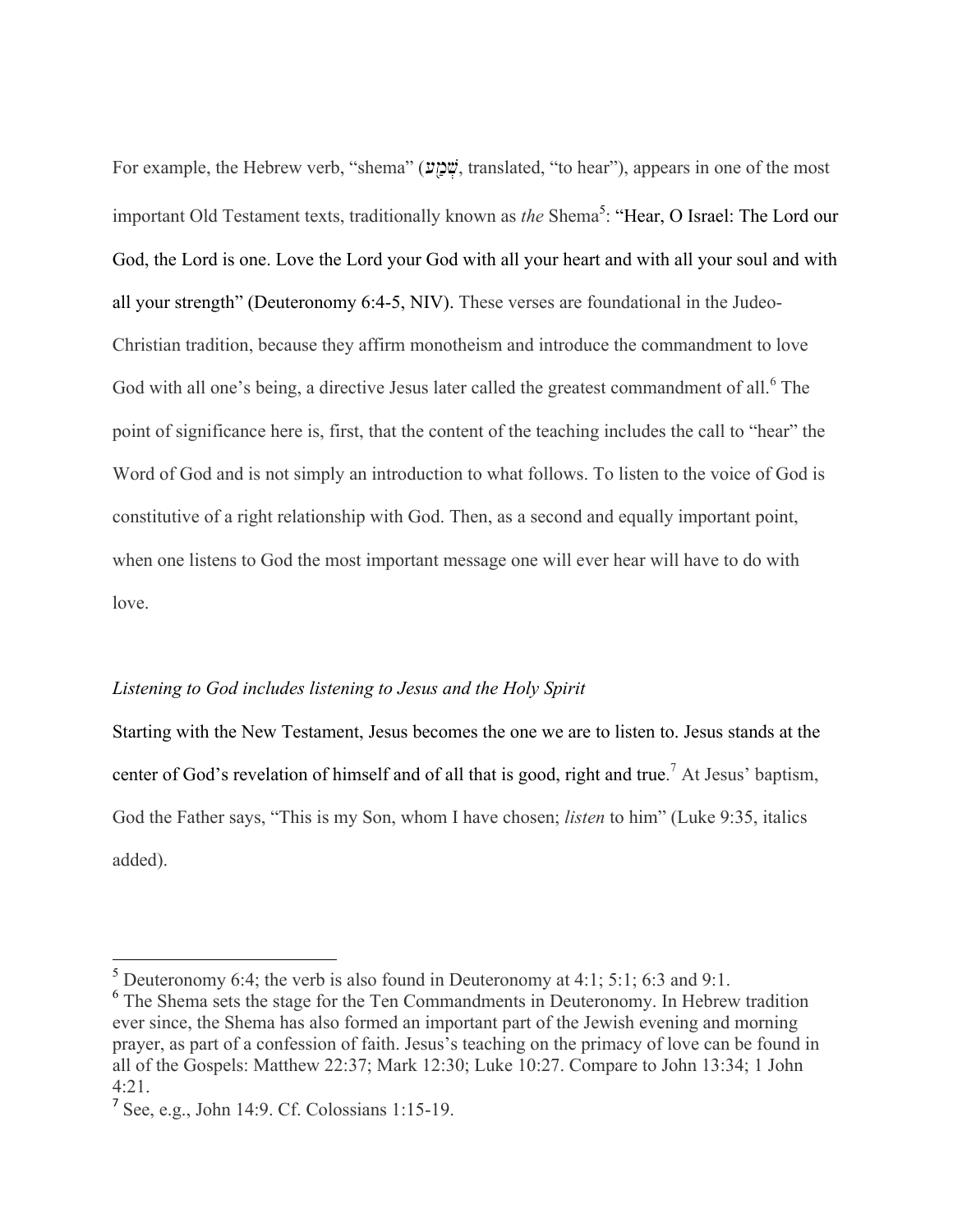For example, the Hebrew verb, "shema" (שְׁמַע, translated, "to hear"), appears in one of the most important Old Testament texts, traditionally known as *the* Shema[5]: "Hear, O Israel: The Lord our God, the Lord is one. Love the Lord your God with all your heart and with all your soul and with all your strength" (Deuteronomy 6:4-5, NIV). These verses are foundational in the Judeo-Christian tradition, because they affirm monotheism and introduce the commandment to love God with all one's being, a directive Jesus later called the greatest commandment of all.[6] The point of significance here is, first, that the content of the teaching includes the call to "hear" the Word of God and is not simply an introduction to what follows. To listen to the voice of God is constitutive of a right relationship with God. Then, as a second and equally important point, when one listens to God the most important message one will ever hear will have to do with love.

*Listening to God includes listening to Jesus and the Holy Spirit*

Starting with the New Testament, Jesus becomes the one we are to listen to. Jesus stands at the center of God's revelation of himself and of all that is good, right and true.[7] At Jesus' baptism, God the Father says, "This is my Son, whom I have chosen; *listen* to him" (Luke 9:35, italics added).

---

[5] Deuteronomy 6:4; the verb is also found in Deuteronomy at 4:1; 5:1; 6:3 and 9:1.

[6] The Shema sets the stage for the Ten Commandments in Deuteronomy. In Hebrew tradition ever since, the Shema has also formed an important part of the Jewish evening and morning prayer, as part of a confession of faith. Jesus's teaching on the primacy of love can be found in all of the Gospels: Matthew 22:37; Mark 12:30; Luke 10:27. Compare to John 13:34; 1 John 4:21.

[7] See, e.g., John 14:9. Cf. Colossians 1:15-19.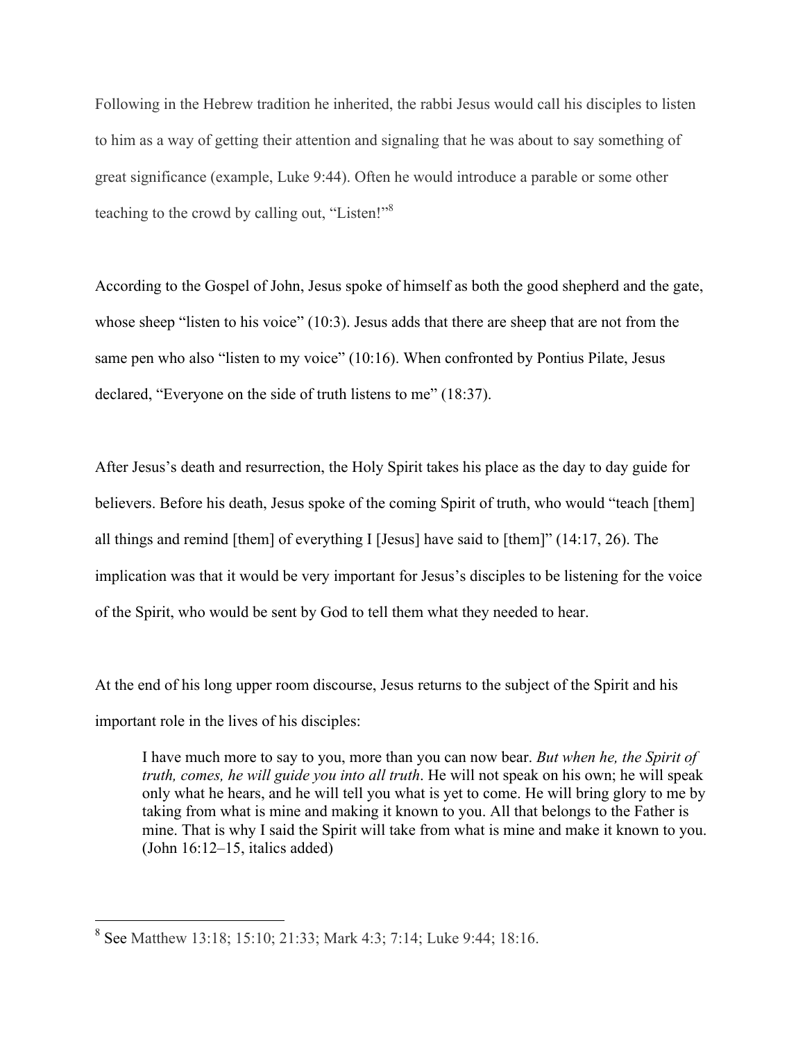Following in the Hebrew tradition he inherited, the rabbi Jesus would call his disciples to listen to him as a way of getting their attention and signaling that he was about to say something of great significance (example, Luke 9:44). Often he would introduce a parable or some other teaching to the crowd by calling out, "Listen!"[8]

According to the Gospel of John, Jesus spoke of himself as both the good shepherd and the gate, whose sheep "listen to his voice" (10:3). Jesus adds that there are sheep that are not from the same pen who also "listen to my voice" (10:16). When confronted by Pontius Pilate, Jesus declared, "Everyone on the side of truth listens to me" (18:37).

After Jesus's death and resurrection, the Holy Spirit takes his place as the day to day guide for believers. Before his death, Jesus spoke of the coming Spirit of truth, who would "teach [them] all things and remind [them] of everything I [Jesus] have said to [them]" (14:17, 26). The implication was that it would be very important for Jesus's disciples to be listening for the voice of the Spirit, who would be sent by God to tell them what they needed to hear.

At the end of his long upper room discourse, Jesus returns to the subject of the Spirit and his important role in the lives of his disciples:

> I have much more to say to you, more than you can now bear. *But when he, the Spirit of truth, comes, he will guide you into all truth*. He will not speak on his own; he will speak only what he hears, and he will tell you what is yet to come. He will bring glory to me by taking from what is mine and making it known to you. All that belongs to the Father is mine. That is why I said the Spirit will take from what is mine and make it known to you. (John 16:12–15, italics added)

---

[8] See Matthew 13:18; 15:10; 21:33; Mark 4:3; 7:14; Luke 9:44; 18:16.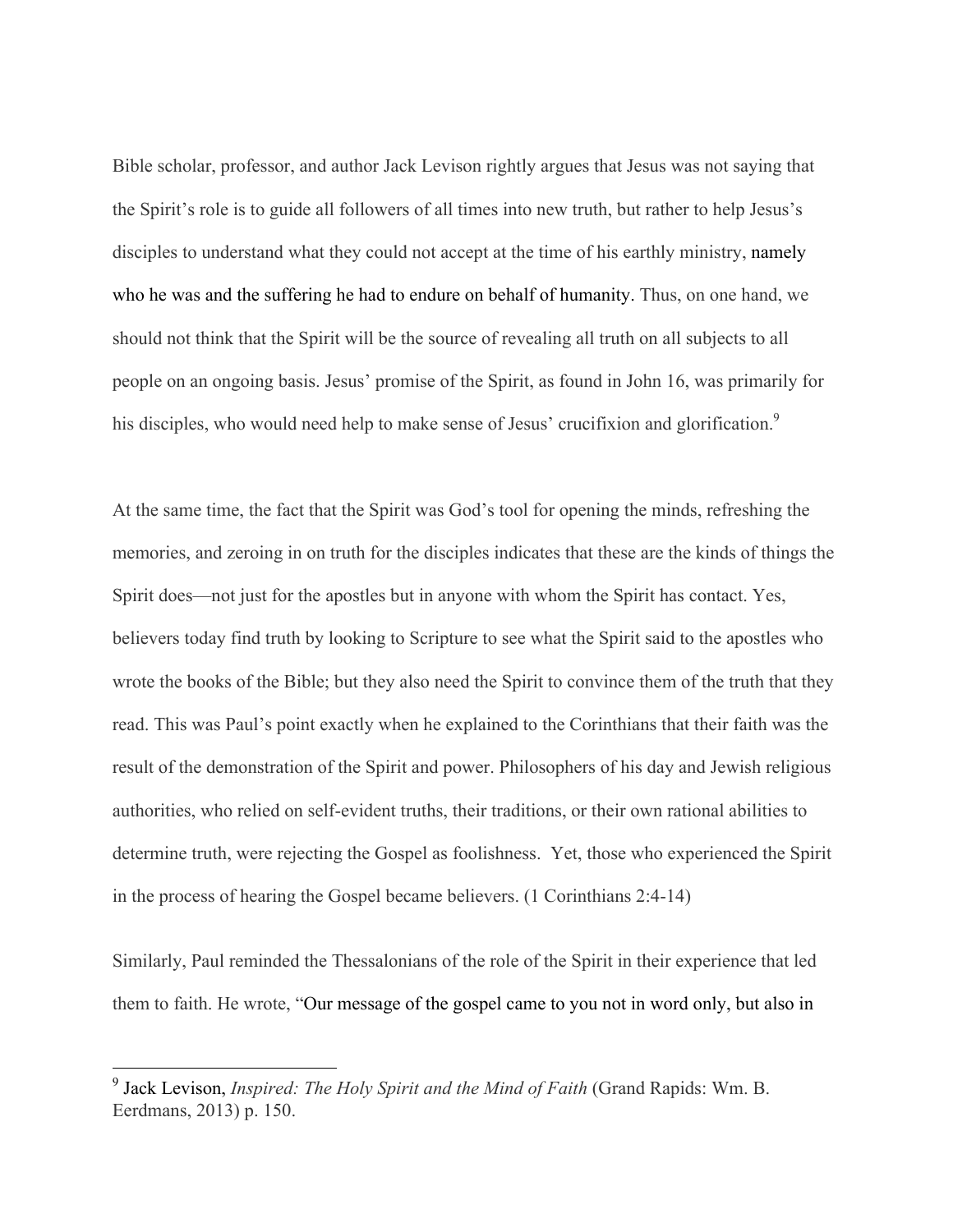Bible scholar, professor, and author Jack Levison rightly argues that Jesus was not saying that the Spirit's role is to guide all followers of all times into new truth, but rather to help Jesus's disciples to understand what they could not accept at the time of his earthly ministry, namely who he was and the suffering he had to endure on behalf of humanity. Thus, on one hand, we should not think that the Spirit will be the source of revealing all truth on all subjects to all people on an ongoing basis. Jesus' promise of the Spirit, as found in John 16, was primarily for his disciples, who would need help to make sense of Jesus' crucifixion and glorification.[9]

At the same time, the fact that the Spirit was God's tool for opening the minds, refreshing the memories, and zeroing in on truth for the disciples indicates that these are the kinds of things the Spirit does—not just for the apostles but in anyone with whom the Spirit has contact. Yes, believers today find truth by looking to Scripture to see what the Spirit said to the apostles who wrote the books of the Bible; but they also need the Spirit to convince them of the truth that they read. This was Paul's point exactly when he explained to the Corinthians that their faith was the result of the demonstration of the Spirit and power. Philosophers of his day and Jewish religious authorities, who relied on self-evident truths, their traditions, or their own rational abilities to determine truth, were rejecting the Gospel as foolishness. Yet, those who experienced the Spirit in the process of hearing the Gospel became believers. (1 Corinthians 2:4-14)

Similarly, Paul reminded the Thessalonians of the role of the Spirit in their experience that led them to faith. He wrote, "Our message of the gospel came to you not in word only, but also in

[9] Jack Levison, *Inspired: The Holy Spirit and the Mind of Faith* (Grand Rapids: Wm. B. Eerdmans, 2013) p. 150.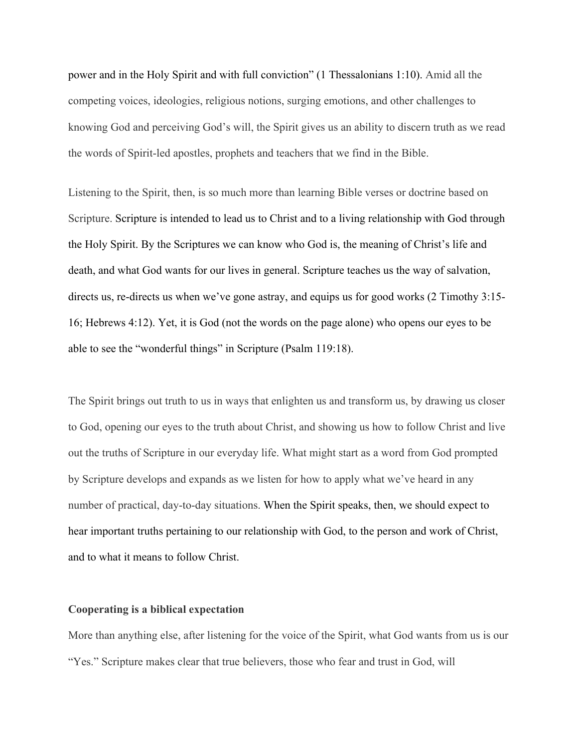power and in the Holy Spirit and with full conviction" (1 Thessalonians 1:10). Amid all the competing voices, ideologies, religious notions, surging emotions, and other challenges to knowing God and perceiving God's will, the Spirit gives us an ability to discern truth as we read the words of Spirit-led apostles, prophets and teachers that we find in the Bible.

Listening to the Spirit, then, is so much more than learning Bible verses or doctrine based on Scripture. Scripture is intended to lead us to Christ and to a living relationship with God through the Holy Spirit. By the Scriptures we can know who God is, the meaning of Christ's life and death, and what God wants for our lives in general. Scripture teaches us the way of salvation, directs us, re-directs us when we've gone astray, and equips us for good works (2 Timothy 3:15-16; Hebrews 4:12). Yet, it is God (not the words on the page alone) who opens our eyes to be able to see the "wonderful things" in Scripture (Psalm 119:18).

The Spirit brings out truth to us in ways that enlighten us and transform us, by drawing us closer to God, opening our eyes to the truth about Christ, and showing us how to follow Christ and live out the truths of Scripture in our everyday life. What might start as a word from God prompted by Scripture develops and expands as we listen for how to apply what we've heard in any number of practical, day-to-day situations. When the Spirit speaks, then, we should expect to hear important truths pertaining to our relationship with God, to the person and work of Christ, and to what it means to follow Christ.

**Cooperating is a biblical expectation**

More than anything else, after listening for the voice of the Spirit, what God wants from us is our "Yes." Scripture makes clear that true believers, those who fear and trust in God, will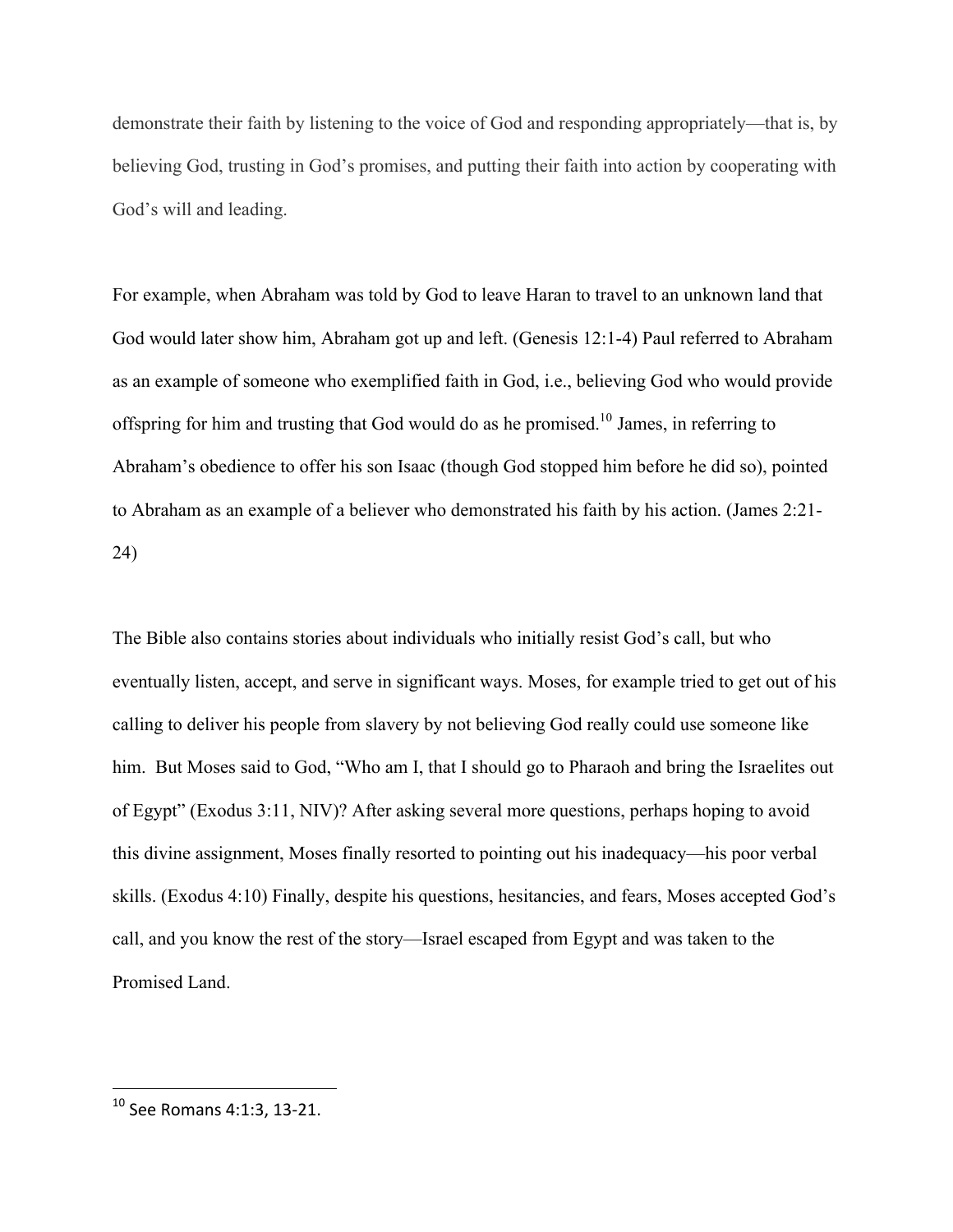demonstrate their faith by listening to the voice of God and responding appropriately—that is, by believing God, trusting in God's promises, and putting their faith into action by cooperating with God's will and leading.

For example, when Abraham was told by God to leave Haran to travel to an unknown land that God would later show him, Abraham got up and left. (Genesis 12:1-4) Paul referred to Abraham as an example of someone who exemplified faith in God, i.e., believing God who would provide offspring for him and trusting that God would do as he promised.[10] James, in referring to Abraham's obedience to offer his son Isaac (though God stopped him before he did so), pointed to Abraham as an example of a believer who demonstrated his faith by his action. (James 2:21-24)

The Bible also contains stories about individuals who initially resist God's call, but who eventually listen, accept, and serve in significant ways. Moses, for example tried to get out of his calling to deliver his people from slavery by not believing God really could use someone like him. But Moses said to God, "Who am I, that I should go to Pharaoh and bring the Israelites out of Egypt" (Exodus 3:11, NIV)? After asking several more questions, perhaps hoping to avoid this divine assignment, Moses finally resorted to pointing out his inadequacy—his poor verbal skills. (Exodus 4:10) Finally, despite his questions, hesitancies, and fears, Moses accepted God's call, and you know the rest of the story—Israel escaped from Egypt and was taken to the Promised Land.

---

[10] See Romans 4:1:3, 13-21.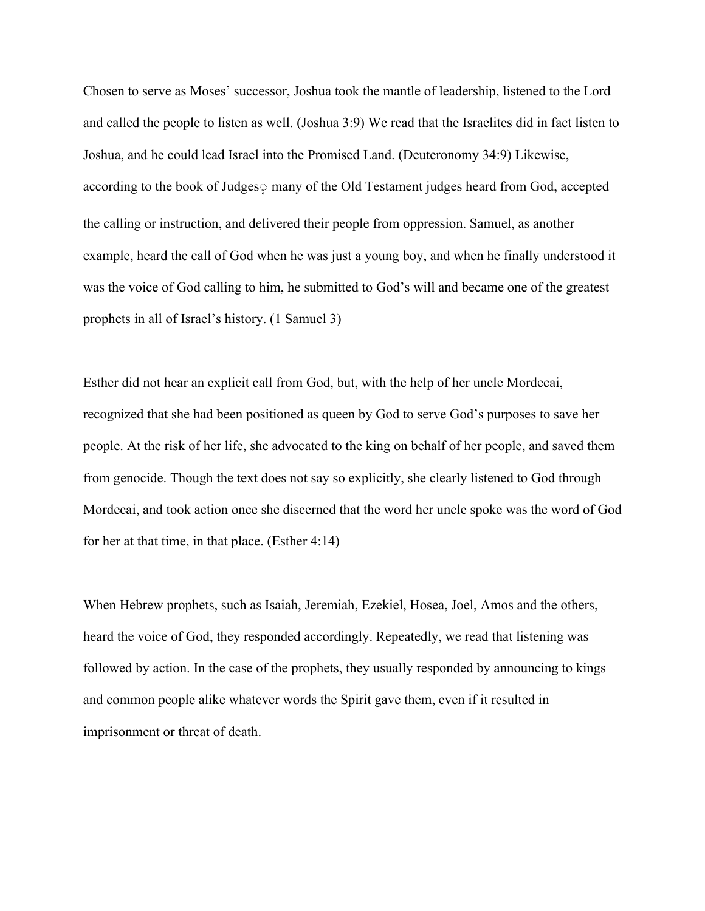Chosen to serve as Moses' successor, Joshua took the mantle of leadership, listened to the Lord and called the people to listen as well. (Joshua 3:9) We read that the Israelites did in fact listen to Joshua, and he could lead Israel into the Promised Land. (Deuteronomy 34:9) Likewise, according to the book of Judges, many of the Old Testament judges heard from God, accepted the calling or instruction, and delivered their people from oppression. Samuel, as another example, heard the call of God when he was just a young boy, and when he finally understood it was the voice of God calling to him, he submitted to God's will and became one of the greatest prophets in all of Israel's history. (1 Samuel 3)

Esther did not hear an explicit call from God, but, with the help of her uncle Mordecai, recognized that she had been positioned as queen by God to serve God's purposes to save her people. At the risk of her life, she advocated to the king on behalf of her people, and saved them from genocide. Though the text does not say so explicitly, she clearly listened to God through Mordecai, and took action once she discerned that the word her uncle spoke was the word of God for her at that time, in that place. (Esther 4:14)

When Hebrew prophets, such as Isaiah, Jeremiah, Ezekiel, Hosea, Joel, Amos and the others, heard the voice of God, they responded accordingly. Repeatedly, we read that listening was followed by action. In the case of the prophets, they usually responded by announcing to kings and common people alike whatever words the Spirit gave them, even if it resulted in imprisonment or threat of death.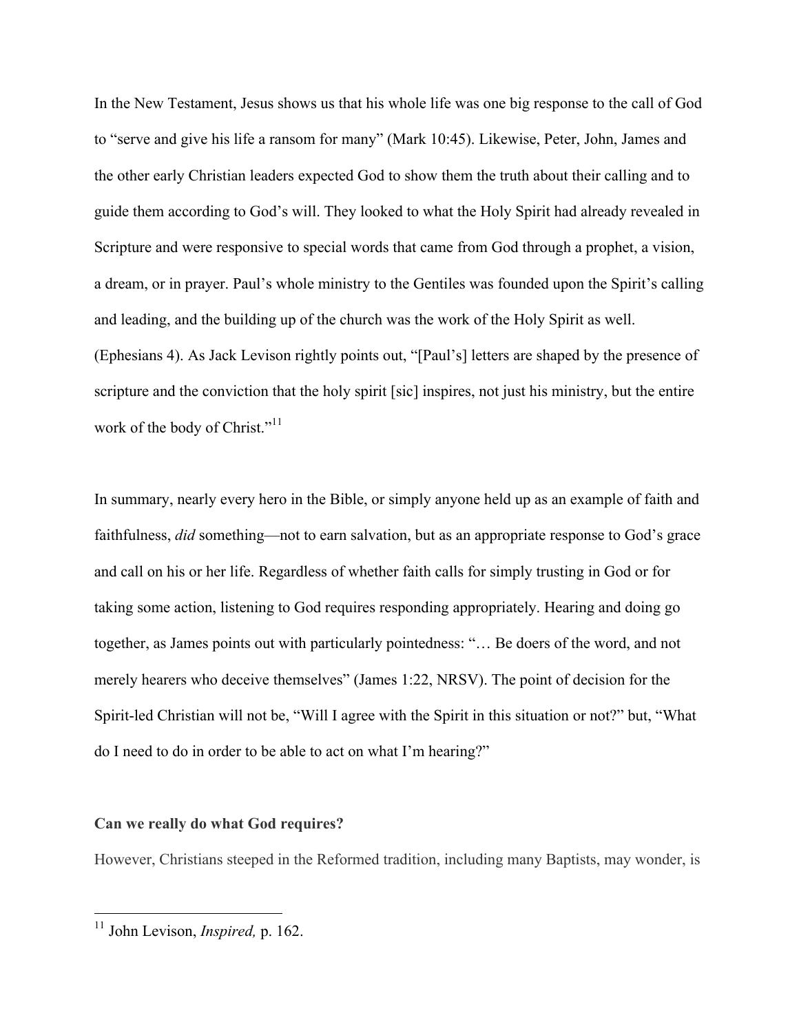In the New Testament, Jesus shows us that his whole life was one big response to the call of God to "serve and give his life a ransom for many" (Mark 10:45). Likewise, Peter, John, James and the other early Christian leaders expected God to show them the truth about their calling and to guide them according to God's will. They looked to what the Holy Spirit had already revealed in Scripture and were responsive to special words that came from God through a prophet, a vision, a dream, or in prayer. Paul's whole ministry to the Gentiles was founded upon the Spirit's calling and leading, and the building up of the church was the work of the Holy Spirit as well. (Ephesians 4). As Jack Levison rightly points out, "[Paul's] letters are shaped by the presence of scripture and the conviction that the holy spirit [sic] inspires, not just his ministry, but the entire work of the body of Christ."[11]

In summary, nearly every hero in the Bible, or simply anyone held up as an example of faith and faithfulness, *did* something—not to earn salvation, but as an appropriate response to God's grace and call on his or her life. Regardless of whether faith calls for simply trusting in God or for taking some action, listening to God requires responding appropriately. Hearing and doing go together, as James points out with particularly pointedness: "… Be doers of the word, and not merely hearers who deceive themselves" (James 1:22, NRSV). The point of decision for the Spirit-led Christian will not be, "Will I agree with the Spirit in this situation or not?" but, "What do I need to do in order to be able to act on what I'm hearing?"

**Can we really do what God requires?**

However, Christians steeped in the Reformed tradition, including many Baptists, may wonder, is

[11] John Levison, *Inspired,* p. 162.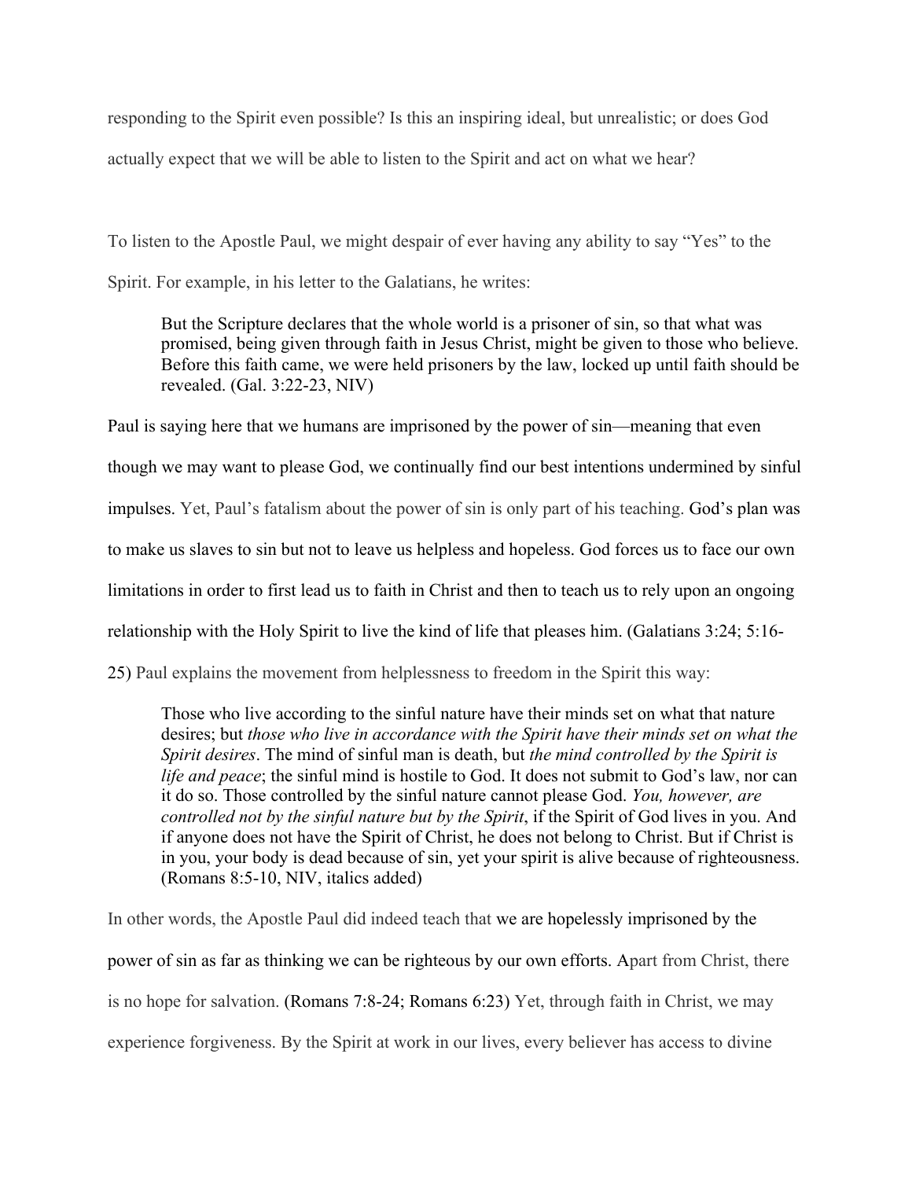responding to the Spirit even possible? Is this an inspiring ideal, but unrealistic; or does God actually expect that we will be able to listen to the Spirit and act on what we hear?

To listen to the Apostle Paul, we might despair of ever having any ability to say "Yes" to the Spirit. For example, in his letter to the Galatians, he writes:

> But the Scripture declares that the whole world is a prisoner of sin, so that what was promised, being given through faith in Jesus Christ, might be given to those who believe. Before this faith came, we were held prisoners by the law, locked up until faith should be revealed. (Gal. 3:22-23, NIV)

Paul is saying here that we humans are imprisoned by the power of sin—meaning that even though we may want to please God, we continually find our best intentions undermined by sinful impulses. Yet, Paul's fatalism about the power of sin is only part of his teaching. God's plan was to make us slaves to sin but not to leave us helpless and hopeless. God forces us to face our own limitations in order to first lead us to faith in Christ and then to teach us to rely upon an ongoing relationship with the Holy Spirit to live the kind of life that pleases him. (Galatians 3:24; 5:16-25) Paul explains the movement from helplessness to freedom in the Spirit this way:

> Those who live according to the sinful nature have their minds set on what that nature desires; but *those who live in accordance with the Spirit have their minds set on what the Spirit desires*. The mind of sinful man is death, but *the mind controlled by the Spirit is life and peace*; the sinful mind is hostile to God. It does not submit to God's law, nor can it do so. Those controlled by the sinful nature cannot please God. *You, however, are controlled not by the sinful nature but by the Spirit*, if the Spirit of God lives in you. And if anyone does not have the Spirit of Christ, he does not belong to Christ. But if Christ is in you, your body is dead because of sin, yet your spirit is alive because of righteousness. (Romans 8:5-10, NIV, italics added)

In other words, the Apostle Paul did indeed teach that we are hopelessly imprisoned by the power of sin as far as thinking we can be righteous by our own efforts. Apart from Christ, there is no hope for salvation. (Romans 7:8-24; Romans 6:23) Yet, through faith in Christ, we may experience forgiveness. By the Spirit at work in our lives, every believer has access to divine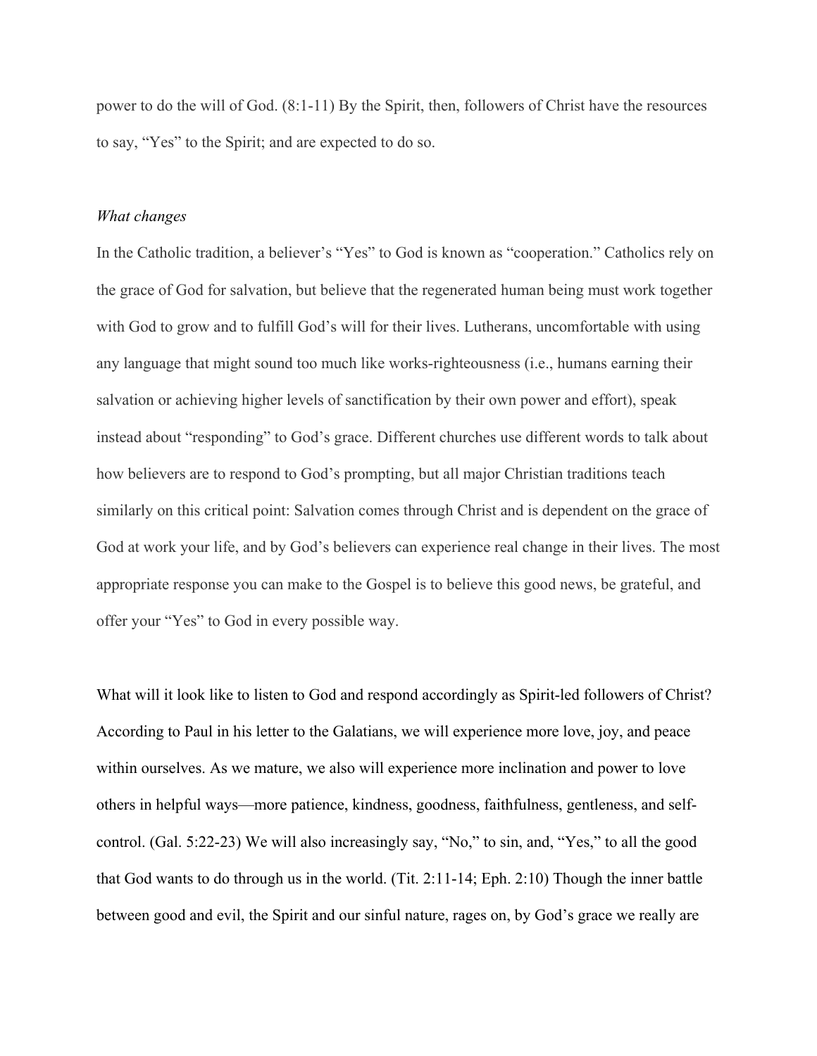power to do the will of God. (8:1-11) By the Spirit, then, followers of Christ have the resources to say, "Yes" to the Spirit; and are expected to do so.

*What changes*

In the Catholic tradition, a believer's "Yes" to God is known as "cooperation." Catholics rely on the grace of God for salvation, but believe that the regenerated human being must work together with God to grow and to fulfill God's will for their lives. Lutherans, uncomfortable with using any language that might sound too much like works-righteousness (i.e., humans earning their salvation or achieving higher levels of sanctification by their own power and effort), speak instead about "responding" to God's grace. Different churches use different words to talk about how believers are to respond to God's prompting, but all major Christian traditions teach similarly on this critical point: Salvation comes through Christ and is dependent on the grace of God at work your life, and by God's believers can experience real change in their lives. The most appropriate response you can make to the Gospel is to believe this good news, be grateful, and offer your "Yes" to God in every possible way.

What will it look like to listen to God and respond accordingly as Spirit-led followers of Christ? According to Paul in his letter to the Galatians, we will experience more love, joy, and peace within ourselves. As we mature, we also will experience more inclination and power to love others in helpful ways—more patience, kindness, goodness, faithfulness, gentleness, and self-control. (Gal. 5:22-23) We will also increasingly say, "No," to sin, and, "Yes," to all the good that God wants to do through us in the world. (Tit. 2:11-14; Eph. 2:10) Though the inner battle between good and evil, the Spirit and our sinful nature, rages on, by God's grace we really are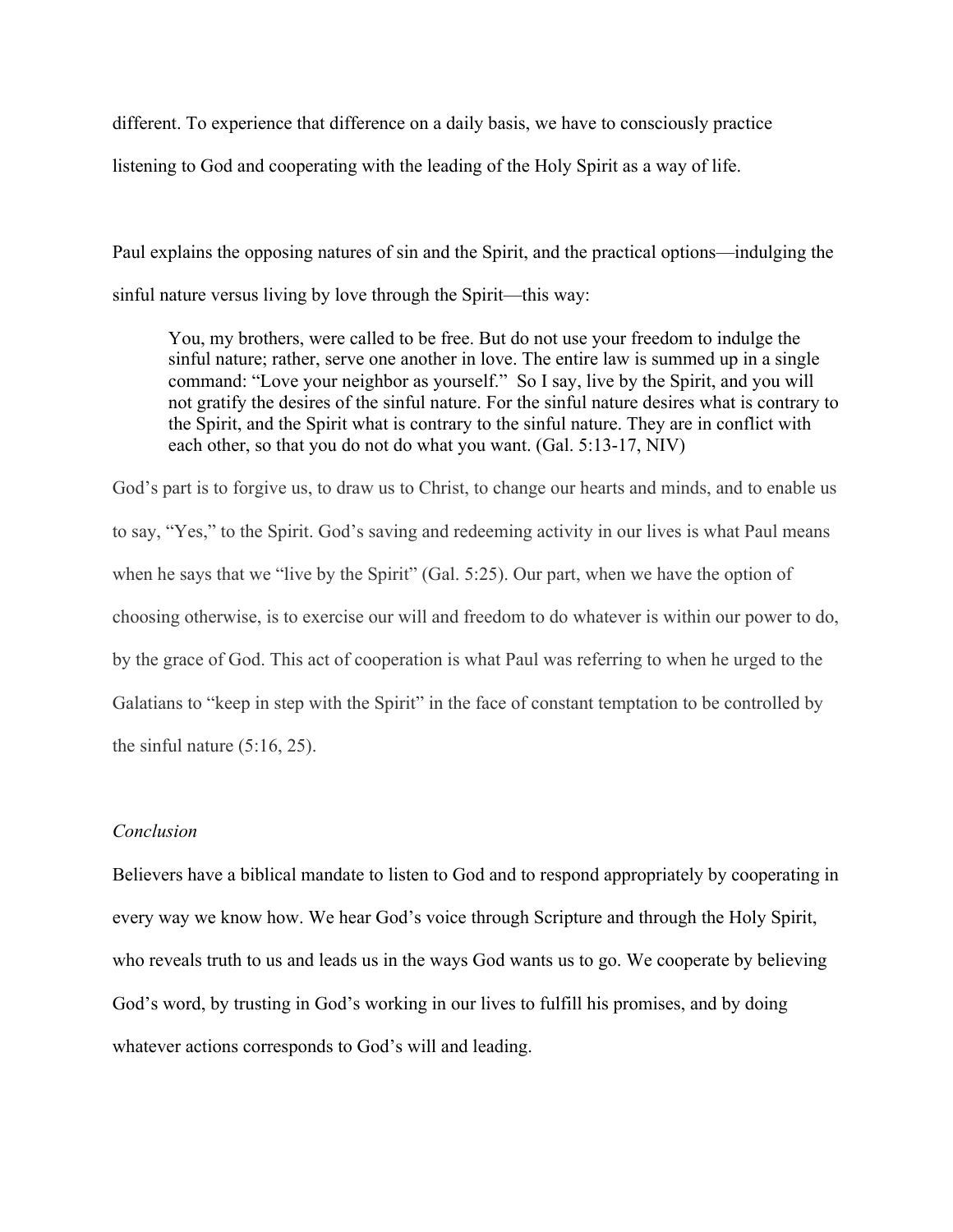different. To experience that difference on a daily basis, we have to consciously practice listening to God and cooperating with the leading of the Holy Spirit as a way of life.

Paul explains the opposing natures of sin and the Spirit, and the practical options—indulging the sinful nature versus living by love through the Spirit—this way:

> You, my brothers, were called to be free. But do not use your freedom to indulge the sinful nature; rather, serve one another in love. The entire law is summed up in a single command: "Love your neighbor as yourself." So I say, live by the Spirit, and you will not gratify the desires of the sinful nature. For the sinful nature desires what is contrary to the Spirit, and the Spirit what is contrary to the sinful nature. They are in conflict with each other, so that you do not do what you want. (Gal. 5:13-17, NIV)

God's part is to forgive us, to draw us to Christ, to change our hearts and minds, and to enable us to say, "Yes," to the Spirit. God's saving and redeeming activity in our lives is what Paul means when he says that we "live by the Spirit" (Gal. 5:25). Our part, when we have the option of choosing otherwise, is to exercise our will and freedom to do whatever is within our power to do, by the grace of God. This act of cooperation is what Paul was referring to when he urged to the Galatians to "keep in step with the Spirit" in the face of constant temptation to be controlled by the sinful nature (5:16, 25).

*Conclusion*

Believers have a biblical mandate to listen to God and to respond appropriately by cooperating in every way we know how. We hear God's voice through Scripture and through the Holy Spirit, who reveals truth to us and leads us in the ways God wants us to go. We cooperate by believing God's word, by trusting in God's working in our lives to fulfill his promises, and by doing whatever actions corresponds to God's will and leading.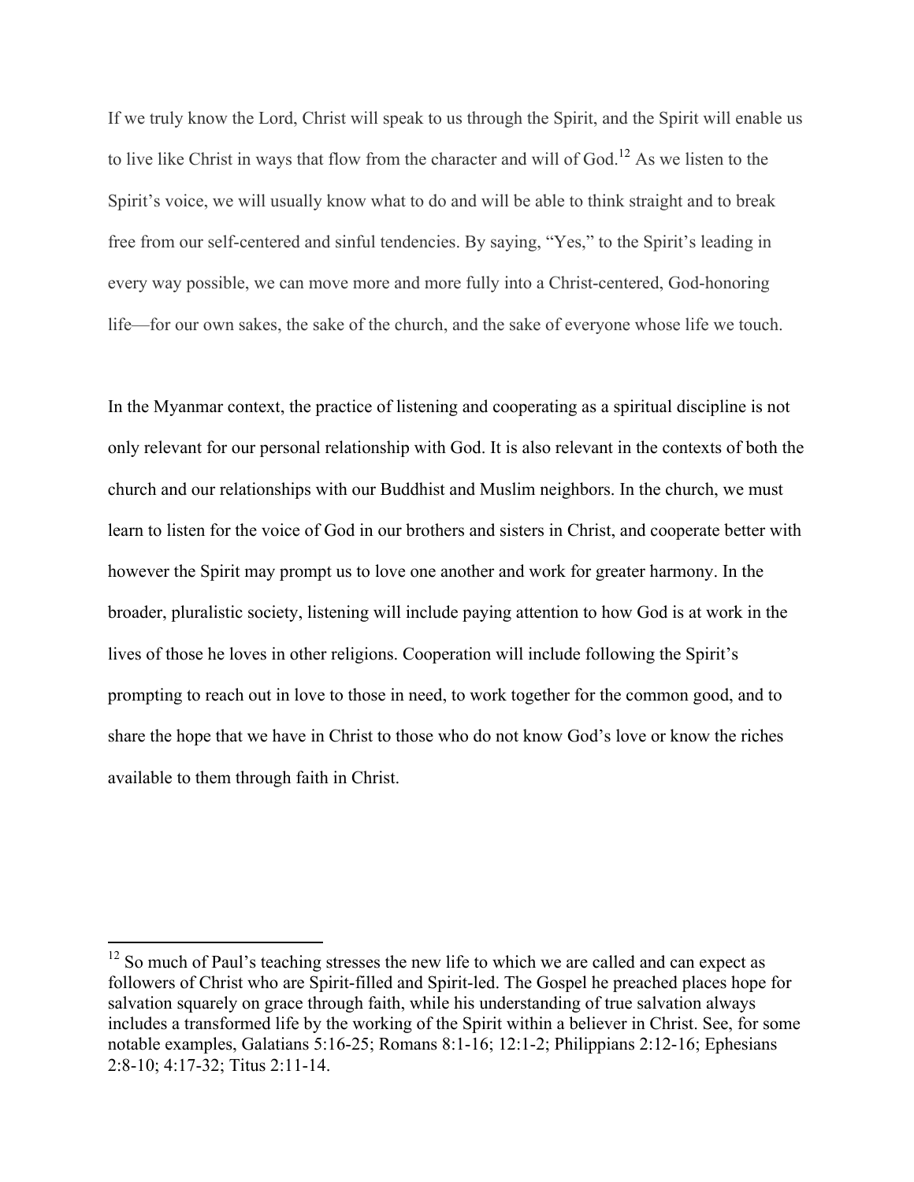If we truly know the Lord, Christ will speak to us through the Spirit, and the Spirit will enable us to live like Christ in ways that flow from the character and will of God.[12] As we listen to the Spirit's voice, we will usually know what to do and will be able to think straight and to break free from our self-centered and sinful tendencies. By saying, "Yes," to the Spirit's leading in every way possible, we can move more and more fully into a Christ-centered, God-honoring life—for our own sakes, the sake of the church, and the sake of everyone whose life we touch.

In the Myanmar context, the practice of listening and cooperating as a spiritual discipline is not only relevant for our personal relationship with God. It is also relevant in the contexts of both the church and our relationships with our Buddhist and Muslim neighbors. In the church, we must learn to listen for the voice of God in our brothers and sisters in Christ, and cooperate better with however the Spirit may prompt us to love one another and work for greater harmony. In the broader, pluralistic society, listening will include paying attention to how God is at work in the lives of those he loves in other religions. Cooperation will include following the Spirit's prompting to reach out in love to those in need, to work together for the common good, and to share the hope that we have in Christ to those who do not know God's love or know the riches available to them through faith in Christ.

---

[12] So much of Paul's teaching stresses the new life to which we are called and can expect as followers of Christ who are Spirit-filled and Spirit-led. The Gospel he preached places hope for salvation squarely on grace through faith, while his understanding of true salvation always includes a transformed life by the working of the Spirit within a believer in Christ. See, for some notable examples, Galatians 5:16-25; Romans 8:1-16; 12:1-2; Philippians 2:12-16; Ephesians 2:8-10; 4:17-32; Titus 2:11-14.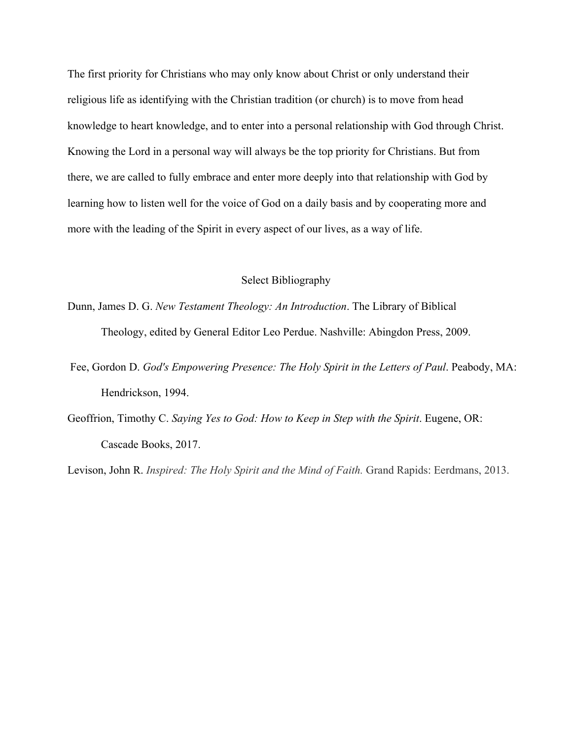The first priority for Christians who may only know about Christ or only understand their religious life as identifying with the Christian tradition (or church) is to move from head knowledge to heart knowledge, and to enter into a personal relationship with God through Christ. Knowing the Lord in a personal way will always be the top priority for Christians. But from there, we are called to fully embrace and enter more deeply into that relationship with God by learning how to listen well for the voice of God on a daily basis and by cooperating more and more with the leading of the Spirit in every aspect of our lives, as a way of life.

## Select Bibliography

Dunn, James D. G. *New Testament Theology: An Introduction*. The Library of Biblical Theology, edited by General Editor Leo Perdue. Nashville: Abingdon Press, 2009.

Fee, Gordon D. *God's Empowering Presence: The Holy Spirit in the Letters of Paul*. Peabody, MA: Hendrickson, 1994.

Geoffrion, Timothy C. *Saying Yes to God: How to Keep in Step with the Spirit*. Eugene, OR: Cascade Books, 2017.

Levison, John R. *Inspired: The Holy Spirit and the Mind of Faith.* Grand Rapids: Eerdmans, 2013.